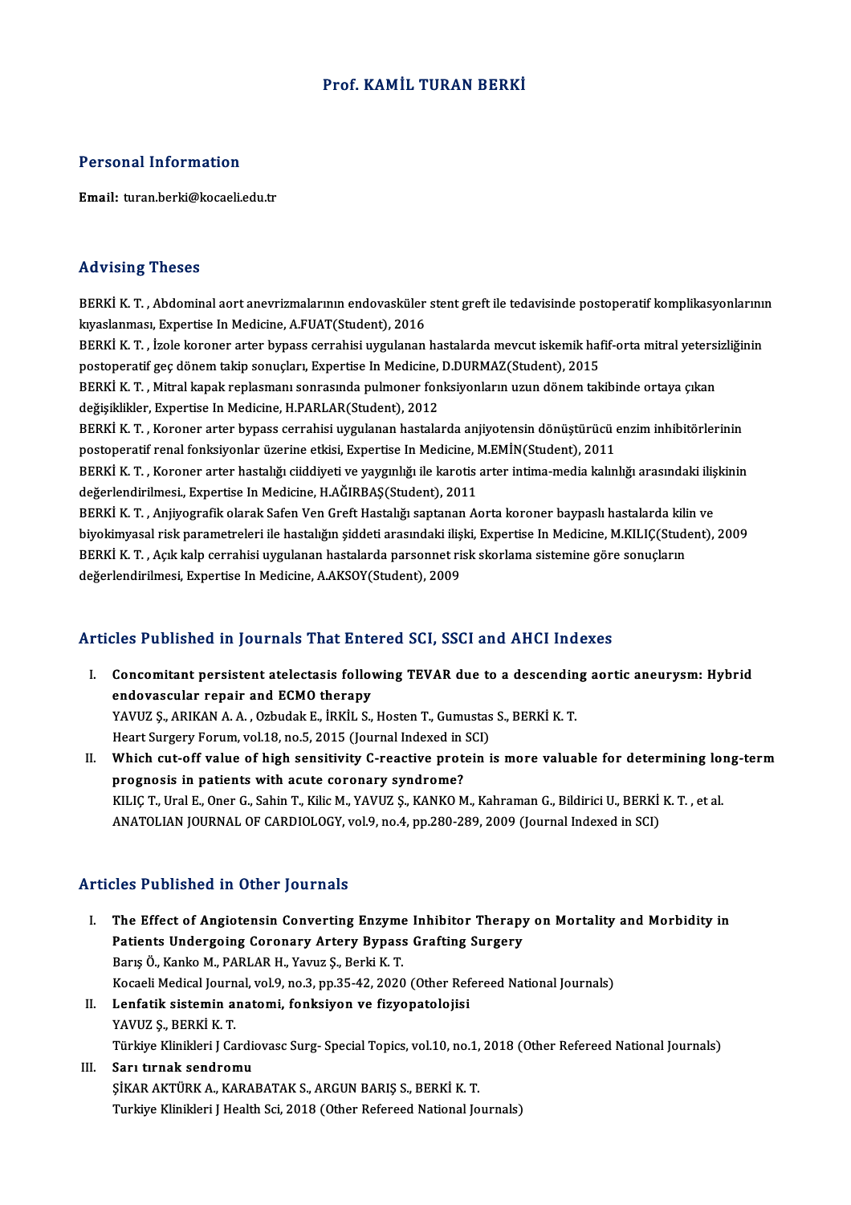# Prof. KAMİL TURAN BERKİ

## Personal Information

**Email:** turan.berki@kocaeli.edu.tr

## Advising Theses

BERKİ K. T. , Abdominal aort anevrizmalarının endovasküler stent greft ile tedavisinde postoperatif komplikasyonlarının kıyaslanması, Expertise In Medicine, A.FUAT(Student), 2016

BERKİ K. T. , İzole koroner arter bypass cerrahisi uygulanan hastalarda mevcut iskemik hafif-orta mitral yetersizliğinin postoperatif geç dönem takip sonuçları, Expertise In Medicine, D.DURMAZ(Student), 2015

BERKİ K. T. , Mitral kapak replasmanı sonrasında pulmoner fonksiyonların uzun dönem takibinde ortaya çıkan değişiklikler, Expertise In Medicine, H.PARLAR(Student), 2012

BERKİ K. T. , Koroner arter bypass cerrahisi uygulanan hastalarda anjiyotensin dönüştürücü enzim inhibitörlerinin postoperatif renal fonksiyonlar üzerine etkisi, Expertise In Medicine, M.EMİN(Student), 2011

BERKİ K. T. , Koroner arter hastalığı ciiddiyeti ve yaygınlığı ile karotis arter intima-media kalınlığı arasındaki ilişkinin değerlendirilmesi., Expertise In Medicine, H.AĞIRBAŞ(Student), 2011

BERKİ K. T. , Anjiyografik olarak Safen Ven Greft Hastalığı saptanan Aorta koroner baypaslı hastalarda kilin ve biyokimyasal risk parametreleri ile hastalığın şiddeti arasındaki ilişki, Expertise In Medicine, M.KILIÇ(Student), 2009

BERKİ K. T. , Açık kalp cerrahisi uygulanan hastalarda parsonnet risk skorlama sistemine göre sonuçların değerlendirilmesi, Expertise In Medicine, A.AKSOY(Student), 2009

## Articles Published in Journals That Entered SCI, SSCI and AHCI Indexes

I. **Concomitant persistent atelectasis following TEVAR due to a descending aortic aneurysm: Hybrid endovascular repair and ECMO therapy**
YAVUZ Ş., ARIKAN A. A. , Ozbudak E., İRKİL S., Hosten T., Gumustas S., BERKİ K. T.
Heart Surgery Forum, vol.18, no.5, 2015 (Journal Indexed in SCI)

II. **Which cut-off value of high sensitivity C-reactive protein is more valuable for determining long-term prognosis in patients with acute coronary syndrome?**
KILIÇ T., Ural E., Oner G., Sahin T., Kilic M., YAVUZ Ş., KANKO M., Kahraman G., Bildirici U., BERKİ K. T. , et al.
ANATOLIAN JOURNAL OF CARDIOLOGY, vol.9, no.4, pp.280-289, 2009 (Journal Indexed in SCI)

## Articles Published in Other Journals

I. **The Effect of Angiotensin Converting Enzyme Inhibitor Therapy on Mortality and Morbidity in Patients Undergoing Coronary Artery Bypass Grafting Surgery**
Barış Ö., Kanko M., PARLAR H., Yavuz Ş., Berki K. T.
Kocaeli Medical Journal, vol.9, no.3, pp.35-42, 2020 (Other Refereed National Journals)

II. **Lenfatik sistemin anatomi, fonksiyon ve fizyopatolojisi**
YAVUZ Ş., BERKİ K. T.
Türkiye Klinikleri J Cardiovasc Surg- Special Topics, vol.10, no.1, 2018 (Other Refereed National Journals)

III. **Sarı tırnak sendromu**
ŞİKAR AKTÜRK A., KARABATAK S., ARGUN BARIŞ S., BERKİ K. T.
Turkiye Klinikleri J Health Sci, 2018 (Other Refereed National Journals)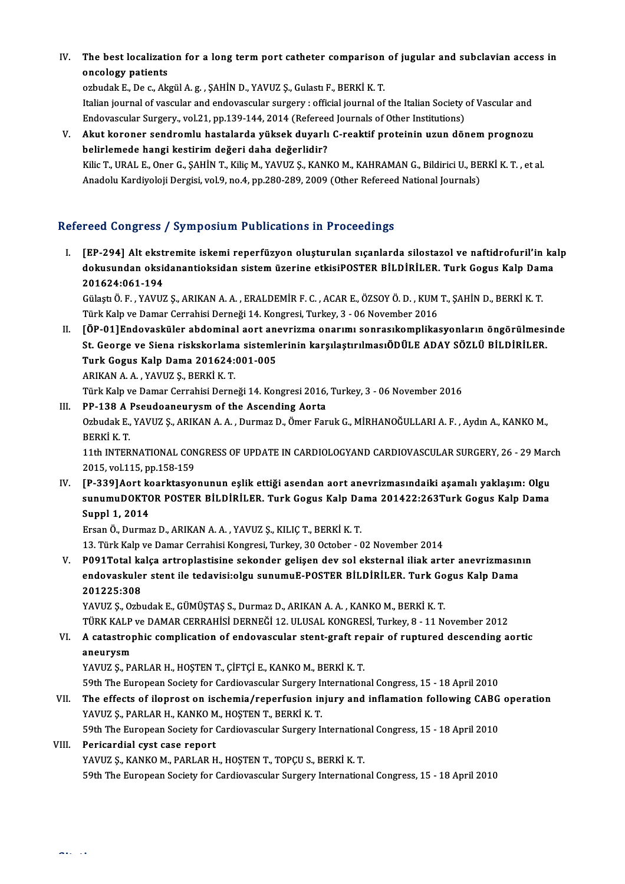IV. **The best localization for a long term port catheter comparison of jugular and subclavian access in oncology patients**
ozbudak E., De c., Akgül A. g. , ŞAHİN D., YAVUZ Ş., Gulastı F., BERKİ K. T.
Italian journal of vascular and endovascular surgery : official journal of the Italian Society of Vascular and Endovascular Surgery., vol.21, pp.139-144, 2014 (Refereed Journals of Other Institutions)

V. **Akut koroner sendromlu hastalarda yüksek duyarlı C-reaktif proteinin uzun dönem prognozu belirlemede hangi kestirim değeri daha değerlidir?**
Kilic T., URAL E., Oner G., ŞAHİN T., Kiliç M., YAVUZ Ş., KANKO M., KAHRAMAN G., Bildirici U., BERKİ K. T. , et al.
Anadolu Kardiyoloji Dergisi, vol.9, no.4, pp.280-289, 2009 (Other Refereed National Journals)

## Refereed Congress / Symposium Publications in Proceedings

I. **[EP-294] Alt ekstremite iskemi reperfüzyon oluşturulan sıçanlarda silostazol ve naftidrofuril'in kalp dokusundan oksidanantioksidan sistem üzerine etkisiPOSTER BİLDİRİLER. Turk Gogus Kalp Dama 201624:061-194**
Gülaştı Ö. F. , YAVUZ Ş., ARIKAN A. A. , ERALDEMİR F. C. , ACAR E., ÖZSOY Ö. D. , KUM T., ŞAHİN D., BERKİ K. T.
Türk Kalp ve Damar Cerrahisi Derneği 14. Kongresi, Turkey, 3 - 06 November 2016

II. **[ÖP-01]Endovasküler abdominal aort anevrizma onarımı sonrasıkomplikasyonların öngörülmesinde St. George ve Siena riskskorlama sistemlerinin karşılaştırılmasıÖDÜLE ADAY SÖZLÜ BİLDİRİLER. Turk Gogus Kalp Dama 201624:001-005**
ARIKAN A. A. , YAVUZ Ş., BERKİ K. T.
Türk Kalp ve Damar Cerrahisi Derneği 14. Kongresi 2016, Turkey, 3 - 06 November 2016

III. **PP-138 A Pseudoaneurysm of the Ascending Aorta**
Ozbudak E., YAVUZ Ş., ARIKAN A. A. , Durmaz D., Ömer Faruk G., MİRHANOĞULLARI A. F. , Aydın A., KANKO M., BERKİ K. T.
11th INTERNATIONAL CONGRESS OF UPDATE IN CARDIOLOGYAND CARDIOVASCULAR SURGERY, 26 - 29 March 2015, vol.115, pp.158-159

IV. **[P-339]Aort koarktasyonunun eşlik ettiği asendan aort anevrizmasındaiki aşamalı yaklaşım: Olgu sunumuDOKTOR POSTER BİLDİRİLER. Turk Gogus Kalp Dama 201422:263Turk Gogus Kalp Dama Suppl 1, 2014**
Ersan Ö., Durmaz D., ARIKAN A. A. , YAVUZ Ş., KILIÇ T., BERKİ K. T.
13. Türk Kalp ve Damar Cerrahisi Kongresi, Turkey, 30 October - 02 November 2014

V. **P091Total kalça artroplastisine sekonder gelişen dev sol eksternal iliak arter anevrizmasının endovaskuler stent ile tedavisi:olgu sunumuE-POSTER BİLDİRİLER. Turk Gogus Kalp Dama 201225:308**
YAVUZ Ş., Ozbudak E., GÜMÜŞTAŞ S., Durmaz D., ARIKAN A. A. , KANKO M., BERKİ K. T.
TÜRK KALP ve DAMAR CERRAHİSİ DERNEĞİ 12. ULUSAL KONGRESİ, Turkey, 8 - 11 November 2012

VI. **A catastrophic complication of endovascular stent-graft repair of ruptured descending aortic aneurysm**
YAVUZ Ş., PARLAR H., HOŞTEN T., ÇİFTÇİ E., KANKO M., BERKİ K. T.
59th The European Society for Cardiovascular Surgery International Congress, 15 - 18 April 2010

VII. **The effects of iloprost on ischemia/reperfusion injury and inflamation following CABG operation**
YAVUZ Ş., PARLAR H., KANKO M., HOŞTEN T., BERKİ K. T.
59th The European Society for Cardiovascular Surgery International Congress, 15 - 18 April 2010

VIII. **Pericardial cyst case report**
YAVUZ Ş., KANKO M., PARLAR H., HOŞTEN T., TOPÇU S., BERKİ K. T.
59th The European Society for Cardiovascular Surgery International Congress, 15 - 18 April 2010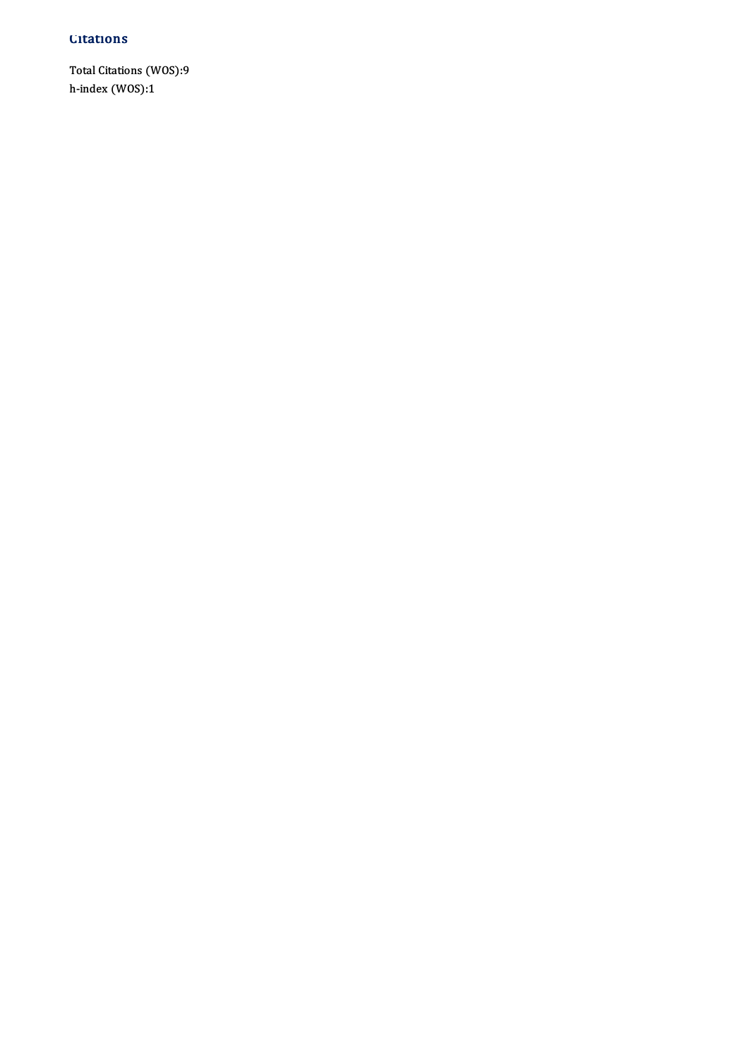## Citations

Total Citations (WOS):9
h-index (WOS):1